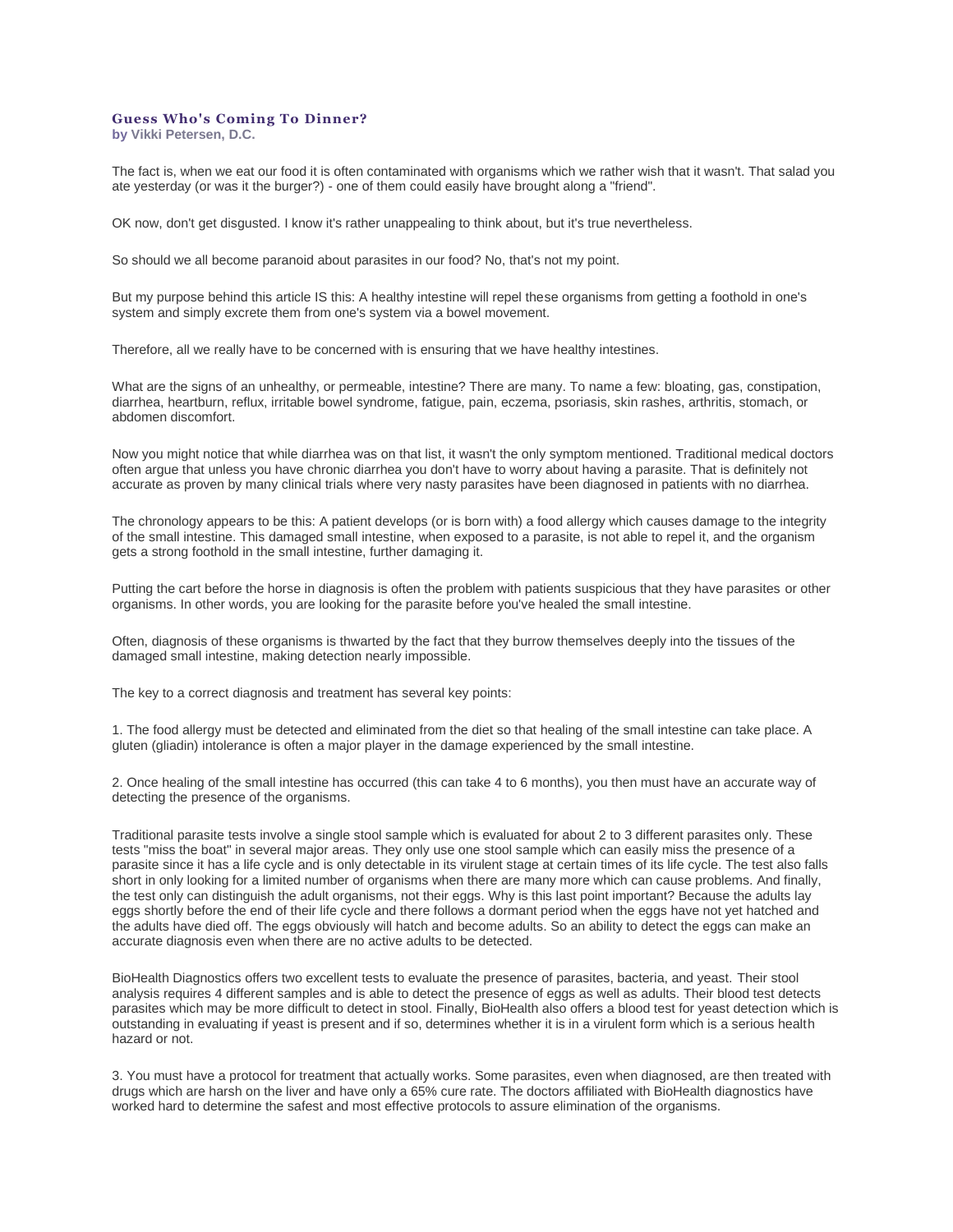### Guess Who's Coming To Dinner?

**by Vikki Petersen, D.C.**

The fact is, when we eat our food it is often contaminated with organisms which we rather wish that it wasn't. That salad you ate yesterday (or was it the burger?) - one of them could easily have brought along a "friend".

OK now, don't get disgusted. I know it's rather unappealing to think about, but it's true nevertheless.

So should we all become paranoid about parasites in our food? No, that's not my point.

But my purpose behind this article IS this: A healthy intestine will repel these organisms from getting a foothold in one's system and simply excrete them from one's system via a bowel movement.

Therefore, all we really have to be concerned with is ensuring that we have healthy intestines.

What are the signs of an unhealthy, or permeable, intestine? There are many. To name a few: bloating, gas, constipation, diarrhea, heartburn, reflux, irritable bowel syndrome, fatigue, pain, eczema, psoriasis, skin rashes, arthritis, stomach, or abdomen discomfort.

Now you might notice that while diarrhea was on that list, it wasn't the only symptom mentioned. Traditional medical doctors often argue that unless you have chronic diarrhea you don't have to worry about having a parasite. That is definitely not accurate as proven by many clinical trials where very nasty parasites have been diagnosed in patients with no diarrhea.

The chronology appears to be this: A patient develops (or is born with) a food allergy which causes damage to the integrity of the small intestine. This damaged small intestine, when exposed to a parasite, is not able to repel it, and the organism gets a strong foothold in the small intestine, further damaging it.

Putting the cart before the horse in diagnosis is often the problem with patients suspicious that they have parasites or other organisms. In other words, you are looking for the parasite before you've healed the small intestine.

Often, diagnosis of these organisms is thwarted by the fact that they burrow themselves deeply into the tissues of the damaged small intestine, making detection nearly impossible.

The key to a correct diagnosis and treatment has several key points:

1. The food allergy must be detected and eliminated from the diet so that healing of the small intestine can take place. A gluten (gliadin) intolerance is often a major player in the damage experienced by the small intestine.

2. Once healing of the small intestine has occurred (this can take 4 to 6 months), you then must have an accurate way of detecting the presence of the organisms.

Traditional parasite tests involve a single stool sample which is evaluated for about 2 to 3 different parasites only. These tests "miss the boat" in several major areas. They only use one stool sample which can easily miss the presence of a parasite since it has a life cycle and is only detectable in its virulent stage at certain times of its life cycle. The test also falls short in only looking for a limited number of organisms when there are many more which can cause problems. And finally, the test only can distinguish the adult organisms, not their eggs. Why is this last point important? Because the adults lay eggs shortly before the end of their life cycle and there follows a dormant period when the eggs have not yet hatched and the adults have died off. The eggs obviously will hatch and become adults. So an ability to detect the eggs can make an accurate diagnosis even when there are no active adults to be detected.

BioHealth Diagnostics offers two excellent tests to evaluate the presence of parasites, bacteria, and yeast. Their stool analysis requires 4 different samples and is able to detect the presence of eggs as well as adults. Their blood test detects parasites which may be more difficult to detect in stool. Finally, BioHealth also offers a blood test for yeast detection which is outstanding in evaluating if yeast is present and if so, determines whether it is in a virulent form which is a serious health hazard or not.

3. You must have a protocol for treatment that actually works. Some parasites, even when diagnosed, are then treated with drugs which are harsh on the liver and have only a 65% cure rate. The doctors affiliated with BioHealth diagnostics have worked hard to determine the safest and most effective protocols to assure elimination of the organisms.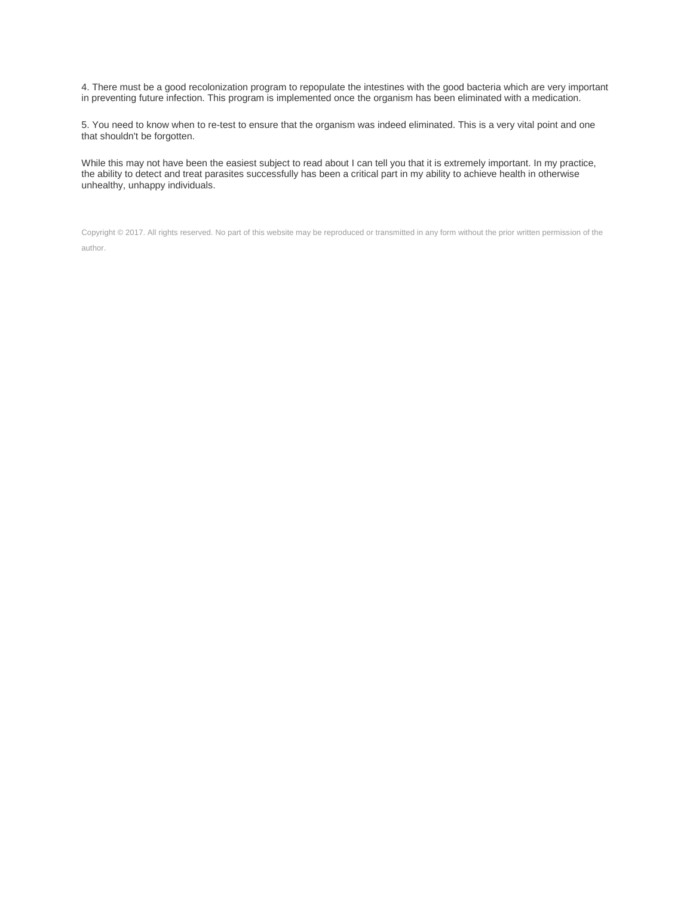4. There must be a good recolonization program to repopulate the intestines with the good bacteria which are very important in preventing future infection. This program is implemented once the organism has been eliminated with a medication.

5. You need to know when to re-test to ensure that the organism was indeed eliminated. This is a very vital point and one that shouldn't be forgotten.

While this may not have been the easiest subject to read about I can tell you that it is extremely important. In my practice, the ability to detect and treat parasites successfully has been a critical part in my ability to achieve health in otherwise unhealthy, unhappy individuals.

Copyright © 2017. All rights reserved. No part of this website may be reproduced or transmitted in any form without the prior written permission of the author.